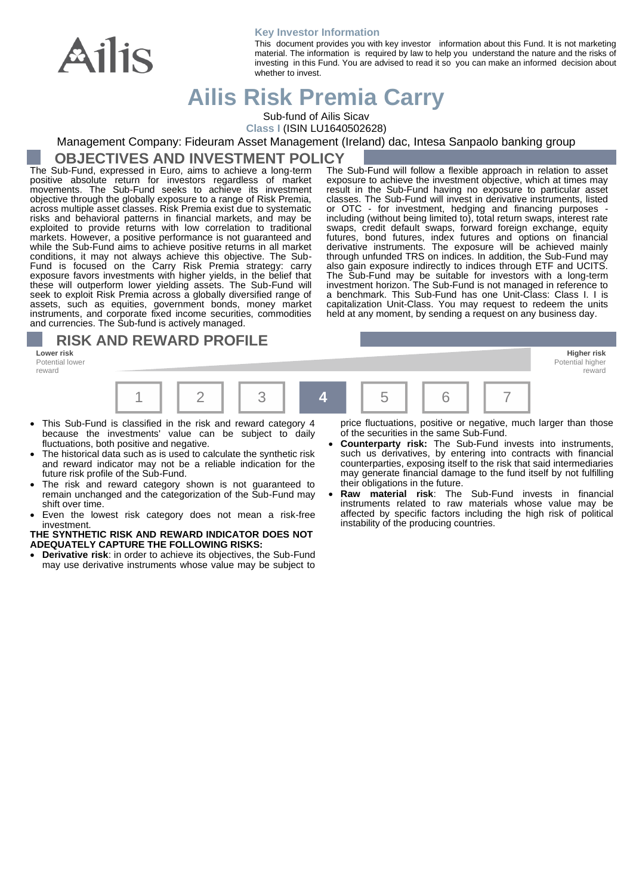**Key Investor Information**

This document provides you with key investor information about this Fund. It is not marketing material. The information is required by law to help you understand the nature and the risks of investing in this Fund. You are advised to read it so you can make an informed decision about whether to invest.

# Ailis Risk Premia Carry

Sub-fund of Ailis Sicav

Class I (ISIN LU1640502628)

Management Company: Fideuram Asset Management (Ireland) dac, Intesa Sanpaolo banking group

## OBJECTIVES AND INVESTMENT POLICY

The Sub-Fund, expressed in Euro, aims to achieve a long-term positive absolute return for investors regardless of market movements. The Sub-Fund seeks to achieve its investment objective through the globally exposure to a range of Risk Premia, across multiple asset classes. Risk Premia exist due to systematic risks and behavioral patterns in financial markets, and may be exploited to provide returns with low correlation to traditional markets. However, a positive performance is not guaranteed and while the Sub-Fund aims to achieve positive returns in all market conditions, it may not always achieve this objective. The Sub-Fund is focused on the Carry Risk Premia strategy: carry exposure favors investments with higher yields, in the belief that these will outperform lower yielding assets. The Sub-Fund will seek to exploit Risk Premia across a globally diversified range of assets, such as equities, government bonds, money market instruments, and corporate fixed income securities, commodities and currencies. The Sub-fund is actively managed.

The Sub-Fund will follow a flexible approach in relation to asset exposure to achieve the investment objective, which at times may result in the Sub-Fund having no exposure to particular asset classes. The Sub-Fund will invest in derivative instruments, listed or OTC - for investment, hedging and financing purposes - including (without being limited to), total return swaps, interest rate swaps, credit default swaps, forward foreign exchange, equity futures, bond futures, index futures and options on financial derivative instruments. The exposure will be achieved mainly through unfunded TRS on indices. In addition, the Sub-Fund may also gain exposure indirectly to indices through ETF and UCITS. The Sub-Fund may be suitable for investors with a long-term investment horizon. The Sub-Fund is not managed in reference to a benchmark. This Sub-Fund has one Unit-Class: Class I. I is capitalization Unit-Class. You may request to redeem the units held at any moment, by sending a request on any business day.

## RISK AND REWARD PROFILE

| Lower risk<br>Potential lower reward | | | | | | Higher risk<br>Potential higher reward |
|---|---|---|---|---|---|---|
| 1 | 2 | 3 | **4** | 5 | 6 | 7 |

- This Sub-Fund is classified in the risk and reward category 4 because the investments' value can be subject to daily fluctuations, both positive and negative.
- The historical data such as is used to calculate the synthetic risk and reward indicator may not be a reliable indication for the future risk profile of the Sub-Fund.
- The risk and reward category shown is not guaranteed to remain unchanged and the categorization of the Sub-Fund may shift over time.
- Even the lowest risk category does not mean a risk-free investment.

**THE SYNTHETIC RISK AND REWARD INDICATOR DOES NOT ADEQUATELY CAPTURE THE FOLLOWING RISKS:**

- **Derivative risk**: in order to achieve its objectives, the Sub-Fund may use derivative instruments whose value may be subject to price fluctuations, positive or negative, much larger than those of the securities in the same Sub-Fund.
- **Counterparty risk:** The Sub-Fund invests into instruments, such us derivatives, by entering into contracts with financial counterparties, exposing itself to the risk that said intermediaries may generate financial damage to the fund itself by not fulfilling their obligations in the future.
- **Raw material risk**: The Sub-Fund invests in financial instruments related to raw materials whose value may be affected by specific factors including the high risk of political instability of the producing countries.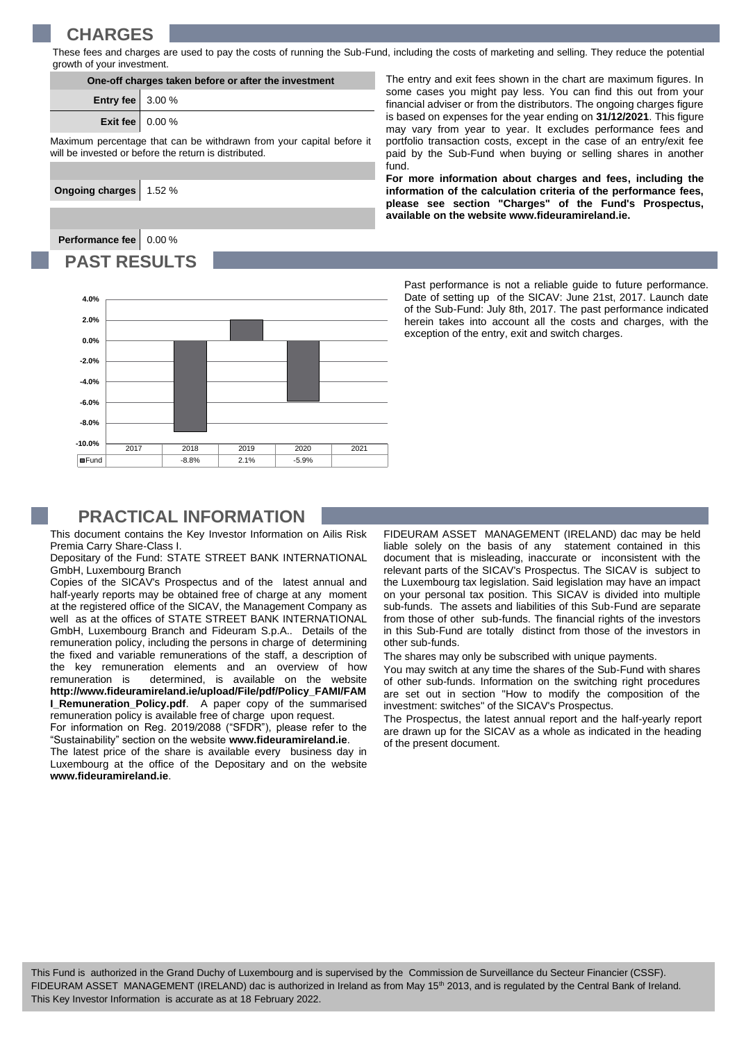## CHARGES

These fees and charges are used to pay the costs of running the Sub-Fund, including the costs of marketing and selling. They reduce the potential growth of your investment.

| One-off charges taken before or after the investment | |
|---|---|
| **Entry fee** | 3.00 % |
| **Exit fee** | 0.00 % |

Maximum percentage that can be withdrawn from your capital before it will be invested or before the return is distributed.

| | |
|---|---|
| **Ongoing charges** | 1.52 % |

| | |
|---|---|
| **Performance fee** | 0.00 % |

The entry and exit fees shown in the chart are maximum figures. In some cases you might pay less. You can find this out from your financial adviser or from the distributors. The ongoing charges figure is based on expenses for the year ending on **31/12/2021**. This figure may vary from year to year. It excludes performance fees and portfolio transaction costs, except in the case of an entry/exit fee paid by the Sub-Fund when buying or selling shares in another fund.

**For more information about charges and fees, including the information of the calculation criteria of the performance fees, please see section "Charges" of the Fund's Prospectus, available on the website www.fideuramireland.ie.**

## PAST RESULTS

4.0%
2.0%
0.0%
-2.0%
-4.0%
-6.0%
-8.0%
-10.0%

2017 2018 2019 2020 2021

Fund -8.8% 2.1% -5.9%

Past performance is not a reliable guide to future performance. Date of setting up of the SICAV: June 21st, 2017. Launch date of the Sub-Fund: July 8th, 2017. The past performance indicated herein takes into account all the costs and charges, with the exception of the entry, exit and switch charges.

## PRACTICAL INFORMATION

This document contains the Key Investor Information on Ailis Risk Premia Carry Share-Class I.

Depositary of the Fund: STATE STREET BANK INTERNATIONAL GmbH, Luxembourg Branch

Copies of the SICAV's Prospectus and of the latest annual and half-yearly reports may be obtained free of charge at any moment at the registered office of the SICAV, the Management Company as well as at the offices of STATE STREET BANK INTERNATIONAL GmbH, Luxembourg Branch and Fideuram S.p.A.. Details of the remuneration policy, including the persons in charge of determining the fixed and variable remunerations of the staff, a description of the key remuneration elements and an overview of how remuneration is determined, is available on the website **http://www.fideuramireland.ie/upload/File/pdf/Policy_FAMI/FAMI_Remuneration_Policy.pdf**. A paper copy of the summarised remuneration policy is available free of charge upon request.

For information on Reg. 2019/2088 ("SFDR"), please refer to the "Sustainability" section on the website **www.fideuramireland.ie**.

The latest price of the share is available every business day in Luxembourg at the office of the Depositary and on the website **www.fideuramireland.ie**.

FIDEURAM ASSET MANAGEMENT (IRELAND) dac may be held liable solely on the basis of any statement contained in this document that is misleading, inaccurate or inconsistent with the relevant parts of the SICAV's Prospectus. The SICAV is subject to the Luxembourg tax legislation. Said legislation may have an impact on your personal tax position. This SICAV is divided into multiple sub-funds. The assets and liabilities of this Sub-Fund are separate from those of other sub-funds. The financial rights of the investors in this Sub-Fund are totally distinct from those of the investors in other sub-funds.

The shares may only be subscribed with unique payments.

You may switch at any time the shares of the Sub-Fund with shares of other sub-funds. Information on the switching right procedures are set out in section "How to modify the composition of the investment: switches" of the SICAV's Prospectus.

The Prospectus, the latest annual report and the half-yearly report are drawn up for the SICAV as a whole as indicated in the heading of the present document.

This Fund is authorized in the Grand Duchy of Luxembourg and is supervised by the Commission de Surveillance du Secteur Financier (CSSF).
FIDEURAM ASSET MANAGEMENT (IRELAND) dac is authorized in Ireland as from May 15th 2013, and is regulated by the Central Bank of Ireland.
This Key Investor Information is accurate as at 18 February 2022.